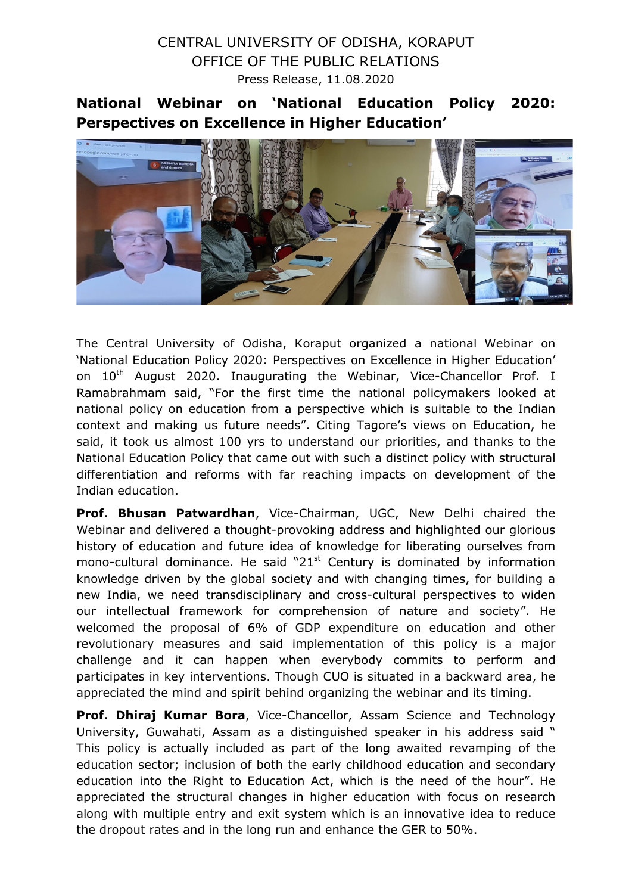CENTRAL UNIVERSITY OF ODISHA, KORAPUT
OFFICE OF THE PUBLIC RELATIONS
Press Release, 11.08.2020

## National Webinar on 'National Education Policy 2020: Perspectives on Excellence in Higher Education'

The Central University of Odisha, Koraput organized a national Webinar on 'National Education Policy 2020: Perspectives on Excellence in Higher Education' on 10th August 2020. Inaugurating the Webinar, Vice-Chancellor Prof. I Ramabrahmam said, "For the first time the national policymakers looked at national policy on education from a perspective which is suitable to the Indian context and making us future needs". Citing Tagore's views on Education, he said, it took us almost 100 yrs to understand our priorities, and thanks to the National Education Policy that came out with such a distinct policy with structural differentiation and reforms with far reaching impacts on development of the Indian education.

**Prof. Bhusan Patwardhan**, Vice-Chairman, UGC, New Delhi chaired the Webinar and delivered a thought-provoking address and highlighted our glorious history of education and future idea of knowledge for liberating ourselves from mono-cultural dominance. He said "21st Century is dominated by information knowledge driven by the global society and with changing times, for building a new India, we need transdisciplinary and cross-cultural perspectives to widen our intellectual framework for comprehension of nature and society". He welcomed the proposal of 6% of GDP expenditure on education and other revolutionary measures and said implementation of this policy is a major challenge and it can happen when everybody commits to perform and participates in key interventions. Though CUO is situated in a backward area, he appreciated the mind and spirit behind organizing the webinar and its timing.

**Prof. Dhiraj Kumar Bora**, Vice-Chancellor, Assam Science and Technology University, Guwahati, Assam as a distinguished speaker in his address said " This policy is actually included as part of the long awaited revamping of the education sector; inclusion of both the early childhood education and secondary education into the Right to Education Act, which is the need of the hour". He appreciated the structural changes in higher education with focus on research along with multiple entry and exit system which is an innovative idea to reduce the dropout rates and in the long run and enhance the GER to 50%.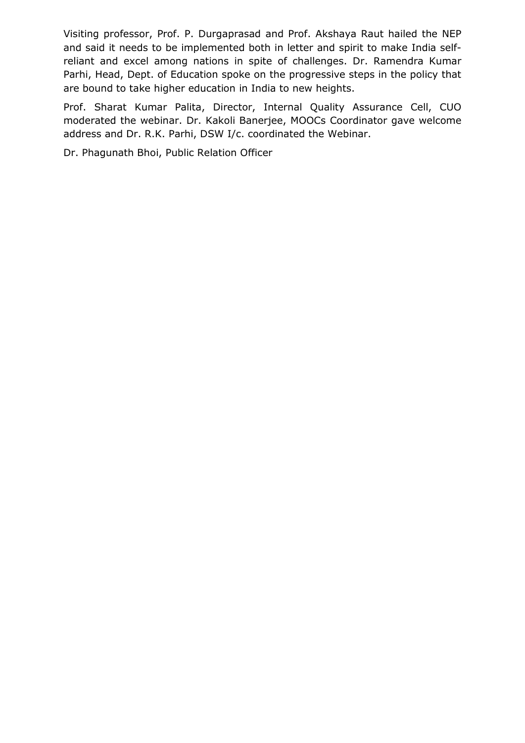Visiting professor, Prof. P. Durgaprasad and Prof. Akshaya Raut hailed the NEP and said it needs to be implemented both in letter and spirit to make India self-reliant and excel among nations in spite of challenges. Dr. Ramendra Kumar Parhi, Head, Dept. of Education spoke on the progressive steps in the policy that are bound to take higher education in India to new heights.

Prof. Sharat Kumar Palita, Director, Internal Quality Assurance Cell, CUO moderated the webinar. Dr. Kakoli Banerjee, MOOCs Coordinator gave welcome address and Dr. R.K. Parhi, DSW I/c. coordinated the Webinar.

Dr. Phagunath Bhoi, Public Relation Officer